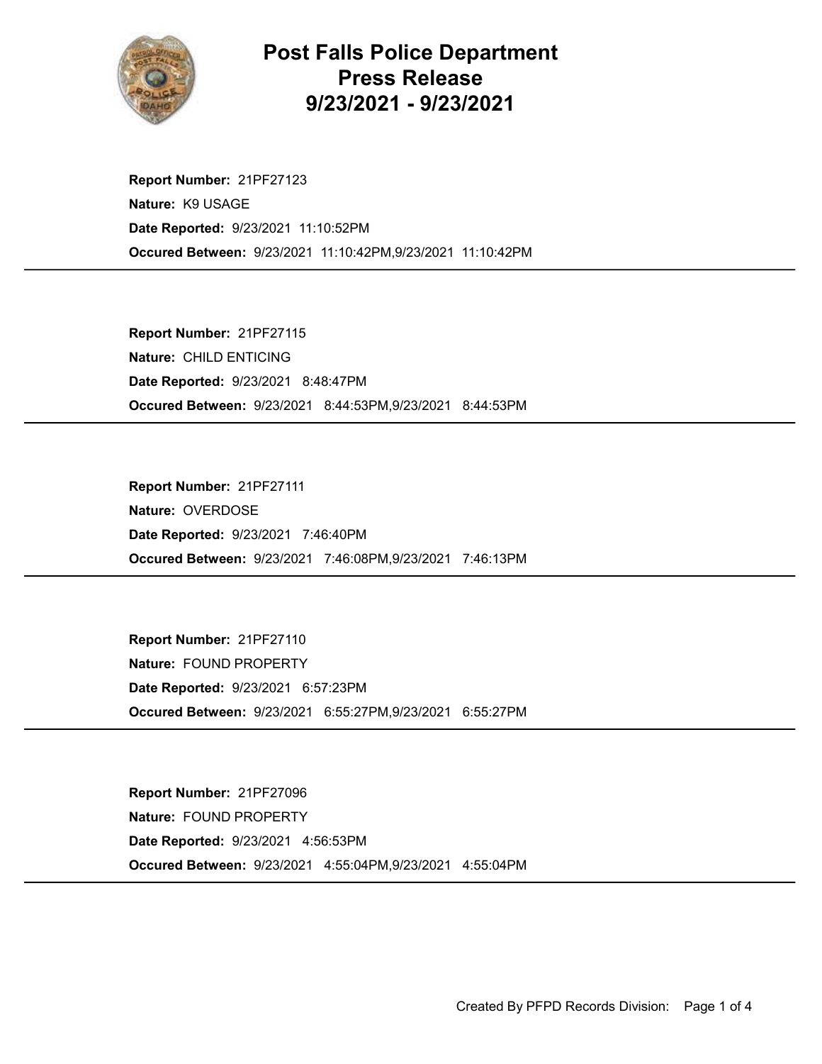# Post Falls Police Department Press Release 9/23/2021 - 9/23/2021

**Report Number:** 21PF27123
**Nature:** K9 USAGE
**Date Reported:** 9/23/2021 11:10:52PM
**Occured Between:** 9/23/2021 11:10:42PM,9/23/2021 11:10:42PM

---

**Report Number:** 21PF27115
**Nature:** CHILD ENTICING
**Date Reported:** 9/23/2021 8:48:47PM
**Occured Between:** 9/23/2021 8:44:53PM,9/23/2021 8:44:53PM

---

**Report Number:** 21PF27111
**Nature:** OVERDOSE
**Date Reported:** 9/23/2021 7:46:40PM
**Occured Between:** 9/23/2021 7:46:08PM,9/23/2021 7:46:13PM

---

**Report Number:** 21PF27110
**Nature:** FOUND PROPERTY
**Date Reported:** 9/23/2021 6:57:23PM
**Occured Between:** 9/23/2021 6:55:27PM,9/23/2021 6:55:27PM

---

**Report Number:** 21PF27096
**Nature:** FOUND PROPERTY
**Date Reported:** 9/23/2021 4:56:53PM
**Occured Between:** 9/23/2021 4:55:04PM,9/23/2021 4:55:04PM

---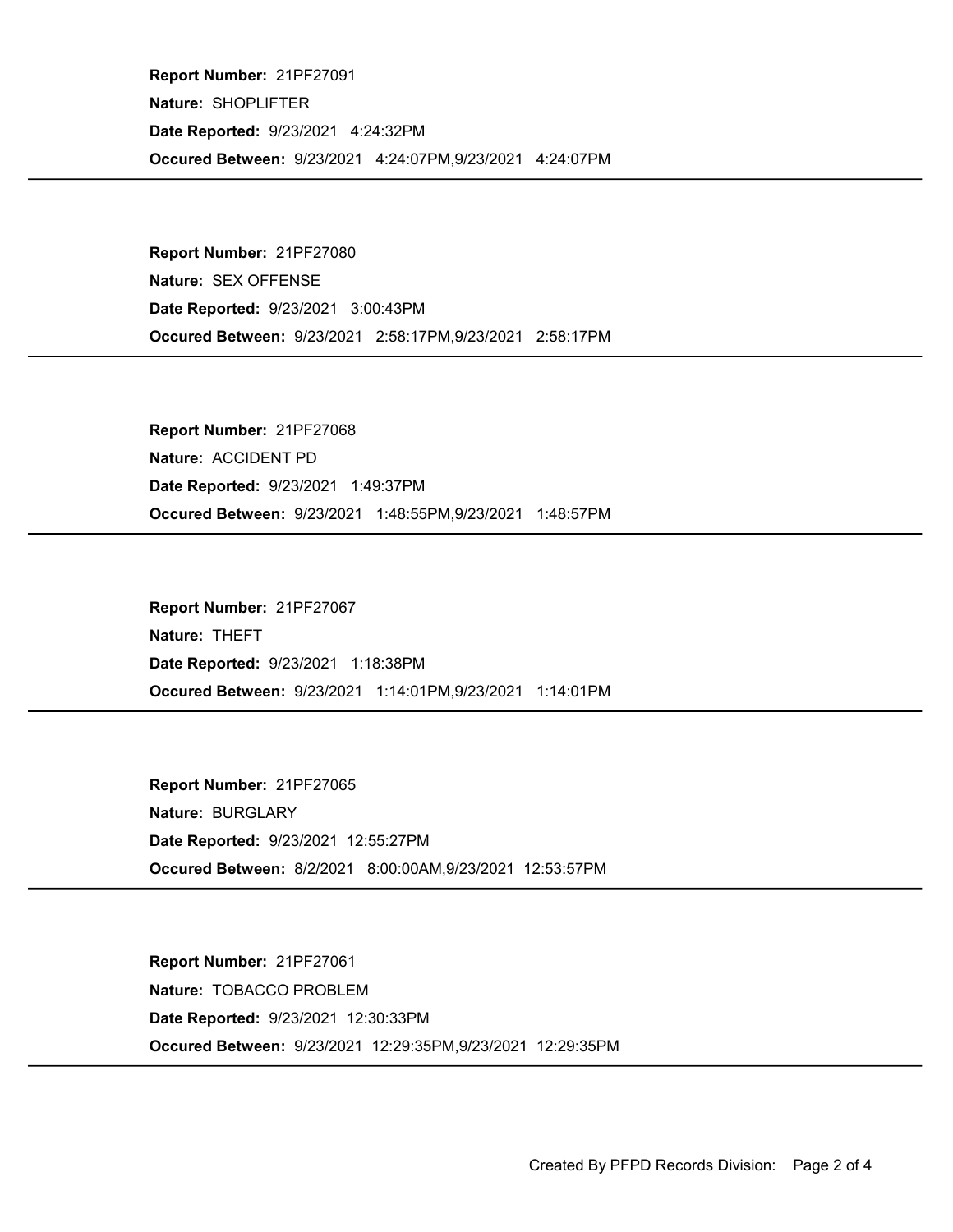**Report Number:** 21PF27091

**Nature:** SHOPLIFTER

**Date Reported:** 9/23/2021 4:24:32PM

**Occured Between:** 9/23/2021 4:24:07PM,9/23/2021 4:24:07PM

---

**Report Number:** 21PF27080

**Nature:** SEX OFFENSE

**Date Reported:** 9/23/2021 3:00:43PM

**Occured Between:** 9/23/2021 2:58:17PM,9/23/2021 2:58:17PM

---

**Report Number:** 21PF27068

**Nature:** ACCIDENT PD

**Date Reported:** 9/23/2021 1:49:37PM

**Occured Between:** 9/23/2021 1:48:55PM,9/23/2021 1:48:57PM

---

**Report Number:** 21PF27067

**Nature:** THEFT

**Date Reported:** 9/23/2021 1:18:38PM

**Occured Between:** 9/23/2021 1:14:01PM,9/23/2021 1:14:01PM

---

**Report Number:** 21PF27065

**Nature:** BURGLARY

**Date Reported:** 9/23/2021 12:55:27PM

**Occured Between:** 8/2/2021 8:00:00AM,9/23/2021 12:53:57PM

---

**Report Number:** 21PF27061

**Nature:** TOBACCO PROBLEM

**Date Reported:** 9/23/2021 12:30:33PM

**Occured Between:** 9/23/2021 12:29:35PM,9/23/2021 12:29:35PM

---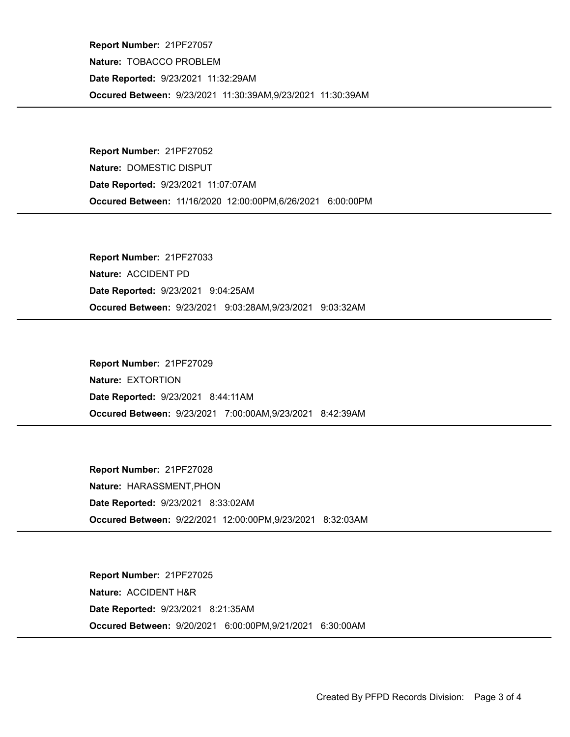**Report Number:** 21PF27057

**Nature:** TOBACCO PROBLEM

**Date Reported:** 9/23/2021 11:32:29AM

**Occured Between:** 9/23/2021 11:30:39AM,9/23/2021 11:30:39AM

---

**Report Number:** 21PF27052

**Nature:** DOMESTIC DISPUT

**Date Reported:** 9/23/2021 11:07:07AM

**Occured Between:** 11/16/2020 12:00:00PM,6/26/2021 6:00:00PM

---

**Report Number:** 21PF27033

**Nature:** ACCIDENT PD

**Date Reported:** 9/23/2021 9:04:25AM

**Occured Between:** 9/23/2021 9:03:28AM,9/23/2021 9:03:32AM

---

**Report Number:** 21PF27029

**Nature:** EXTORTION

**Date Reported:** 9/23/2021 8:44:11AM

**Occured Between:** 9/23/2021 7:00:00AM,9/23/2021 8:42:39AM

---

**Report Number:** 21PF27028

**Nature:** HARASSMENT,PHON

**Date Reported:** 9/23/2021 8:33:02AM

**Occured Between:** 9/22/2021 12:00:00PM,9/23/2021 8:32:03AM

---

**Report Number:** 21PF27025

**Nature:** ACCIDENT H&R

**Date Reported:** 9/23/2021 8:21:35AM

**Occured Between:** 9/20/2021 6:00:00PM,9/21/2021 6:30:00AM

---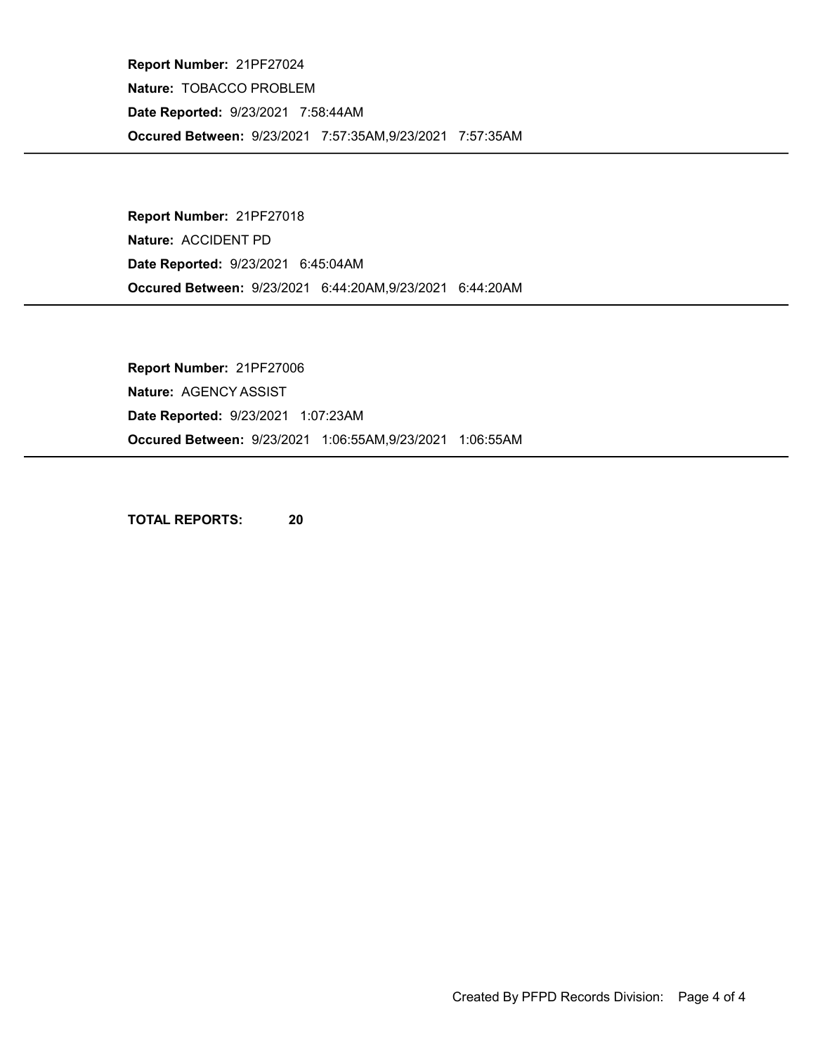**Report Number:** 21PF27024

**Nature:** TOBACCO PROBLEM

**Date Reported:** 9/23/2021 7:58:44AM

**Occured Between:** 9/23/2021 7:57:35AM,9/23/2021 7:57:35AM

---

**Report Number:** 21PF27018

**Nature:** ACCIDENT PD

**Date Reported:** 9/23/2021 6:45:04AM

**Occured Between:** 9/23/2021 6:44:20AM,9/23/2021 6:44:20AM

---

**Report Number:** 21PF27006

**Nature:** AGENCY ASSIST

**Date Reported:** 9/23/2021 1:07:23AM

**Occured Between:** 9/23/2021 1:06:55AM,9/23/2021 1:06:55AM

---

**TOTAL REPORTS: 20**

Created By PFPD Records Division: